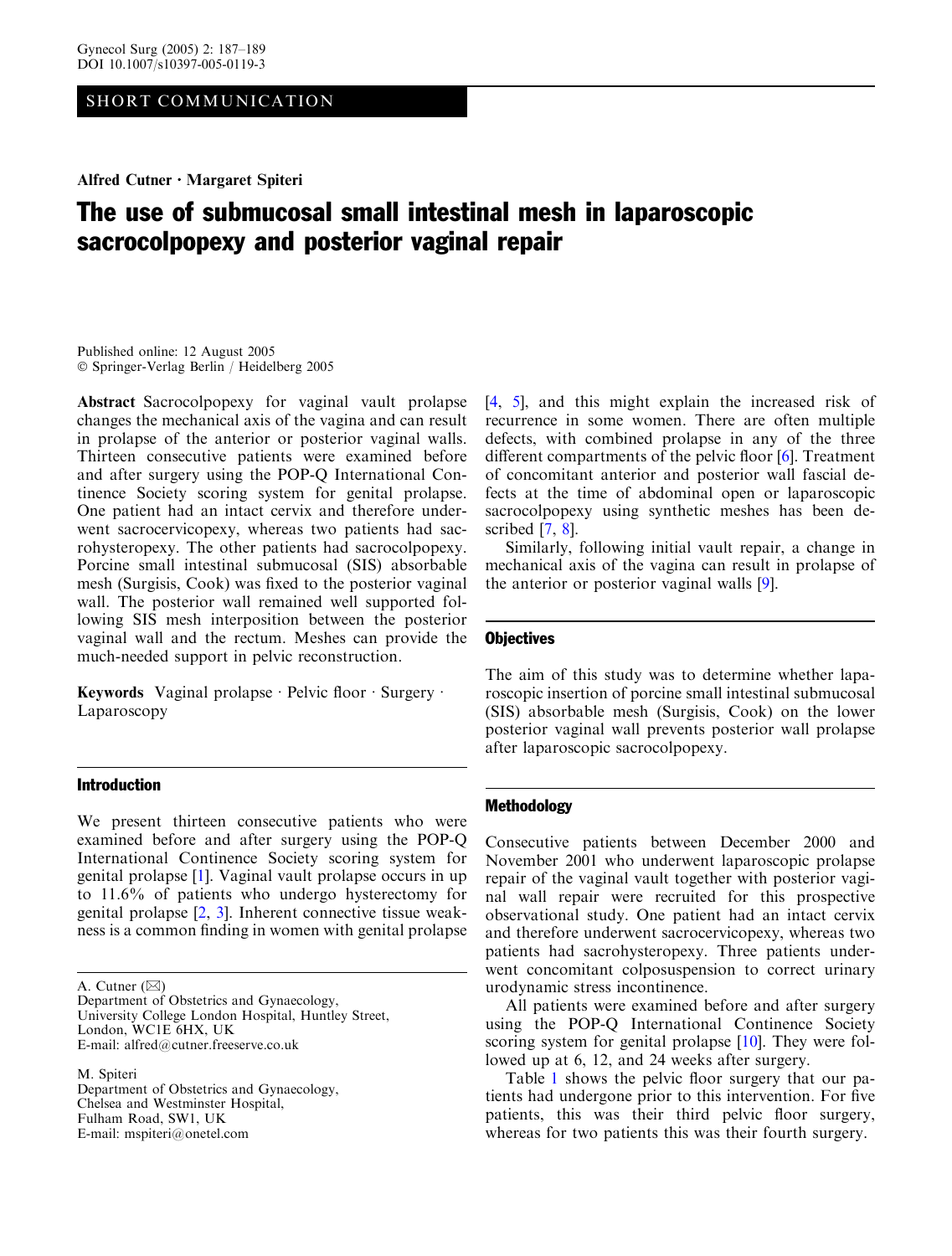SHORT COMMUNICATION

Alfred Cutner · Margaret Spiteri

# The use of submucosal small intestinal mesh in laparoscopic sacrocolpopexy and posterior vaginal repair

Published online: 12 August 2005
© Springer-Verlag Berlin / Heidelberg 2005

**Abstract** Sacrocolpopexy for vaginal vault prolapse changes the mechanical axis of the vagina and can result in prolapse of the anterior or posterior vaginal walls. Thirteen consecutive patients were examined before and after surgery using the POP-Q International Continence Society scoring system for genital prolapse. One patient had an intact cervix and therefore underwent sacrocervicopexy, whereas two patients had sacrohysteropexy. The other patients had sacrocolpopexy. Porcine small intestinal submucosal (SIS) absorbable mesh (Surgisis, Cook) was fixed to the posterior vaginal wall. The posterior wall remained well supported following SIS mesh interposition between the posterior vaginal wall and the rectum. Meshes can provide the much-needed support in pelvic reconstruction.

**Keywords** Vaginal prolapse · Pelvic floor · Surgery · Laparoscopy

A. Cutner (✉)
Department of Obstetrics and Gynaecology,
University College London Hospital, Huntley Street,
London, WC1E 6HX, UK
E-mail: alfred@cutner.freeserve.co.uk

M. Spiteri
Department of Obstetrics and Gynaecology,
Chelsea and Westminster Hospital,
Fulham Road, SW1, UK
E-mail: mspiteri@onetel.com

## Introduction

We present thirteen consecutive patients who were examined before and after surgery using the POP-Q International Continence Society scoring system for genital prolapse [1]. Vaginal vault prolapse occurs in up to 11.6% of patients who undergo hysterectomy for genital prolapse [2, 3]. Inherent connective tissue weakness is a common finding in women with genital prolapse [4, 5], and this might explain the increased risk of recurrence in some women. There are often multiple defects, with combined prolapse in any of the three different compartments of the pelvic floor [6]. Treatment of concomitant anterior and posterior wall fascial defects at the time of abdominal open or laparoscopic sacrocolpopexy using synthetic meshes has been described [7, 8].

Similarly, following initial vault repair, a change in mechanical axis of the vagina can result in prolapse of the anterior or posterior vaginal walls [9].

## Objectives

The aim of this study was to determine whether laparoscopic insertion of porcine small intestinal submucosal (SIS) absorbable mesh (Surgisis, Cook) on the lower posterior vaginal wall prevents posterior wall prolapse after laparoscopic sacrocolpopexy.

## Methodology

Consecutive patients between December 2000 and November 2001 who underwent laparoscopic prolapse repair of the vaginal vault together with posterior vaginal wall repair were recruited for this prospective observational study. One patient had an intact cervix and therefore underwent sacrocervicopexy, whereas two patients had sacrohysteropexy. Three patients underwent concomitant colposuspension to correct urinary urodynamic stress incontinence.

All patients were examined before and after surgery using the POP-Q International Continence Society scoring system for genital prolapse [10]. They were followed up at 6, 12, and 24 weeks after surgery.

Table 1 shows the pelvic floor surgery that our patients had undergone prior to this intervention. For five patients, this was their third pelvic floor surgery, whereas for two patients this was their fourth surgery.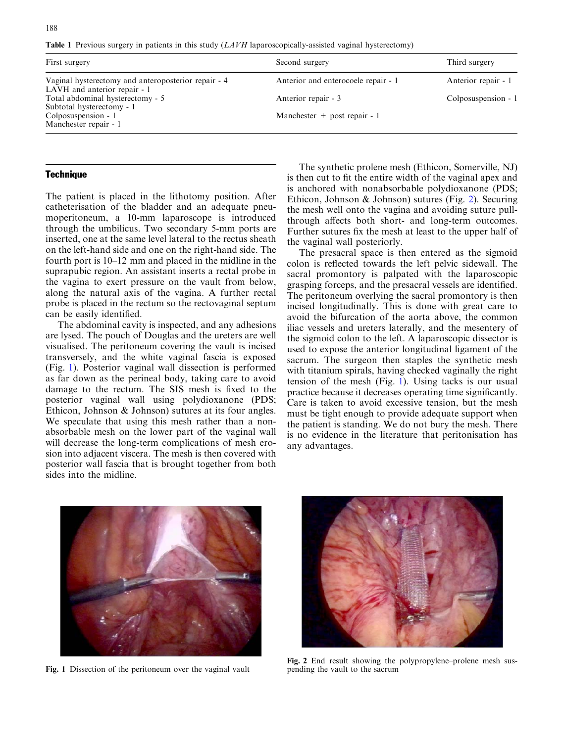**Table 1** Previous surgery in patients in this study (*LAVH* laparoscopically-assisted vaginal hysterectomy)

| First surgery | Second surgery | Third surgery |
|---|---|---|
| Vaginal hysterectomy and anteroposterior repair - 4 | Anterior and enterocoele repair - 1 | Anterior repair - 1 |
| LAVH and anterior repair - 1 | | |
| Total abdominal hysterectomy - 5 | Anterior repair - 3 | Colposuspension - 1 |
| Subtotal hysterectomy - 1 | | |
| Colposuspension - 1 | Manchester + post repair - 1 | |
| Manchester repair - 1 | | |

## Technique

The patient is placed in the lithotomy position. After catheterisation of the bladder and an adequate pneumoperitoneum, a 10-mm laparoscope is introduced through the umbilicus. Two secondary 5-mm ports are inserted, one at the same level lateral to the rectus sheath on the left-hand side and one on the right-hand side. The fourth port is 10–12 mm and placed in the midline in the suprapubic region. An assistant inserts a rectal probe in the vagina to exert pressure on the vault from below, along the natural axis of the vagina. A further rectal probe is placed in the rectum so the rectovaginal septum can be easily identified.

The abdominal cavity is inspected, and any adhesions are lysed. The pouch of Douglas and the ureters are well visualised. The peritoneum covering the vault is incised transversely, and the white vaginal fascia is exposed (Fig. 1). Posterior vaginal wall dissection is performed as far down as the perineal body, taking care to avoid damage to the rectum. The SIS mesh is fixed to the posterior vaginal wall using polydioxanone (PDS; Ethicon, Johnson & Johnson) sutures at its four angles. We speculate that using this mesh rather than a nonabsorbable mesh on the lower part of the vaginal wall will decrease the long-term complications of mesh erosion into adjacent viscera. The mesh is then covered with posterior wall fascia that is brought together from both sides into the midline.

The synthetic prolene mesh (Ethicon, Somerville, NJ) is then cut to fit the entire width of the vaginal apex and is anchored with nonabsorbable polydioxanone (PDS; Ethicon, Johnson & Johnson) sutures (Fig. 2). Securing the mesh well onto the vagina and avoiding suture pull-through affects both short- and long-term outcomes. Further sutures fix the mesh at least to the upper half of the vaginal wall posteriorly.

The presacral space is then entered as the sigmoid colon is reflected towards the left pelvic sidewall. The sacral promontory is palpated with the laparoscopic grasping forceps, and the presacral vessels are identified. The peritoneum overlying the sacral promontory is then incised longitudinally. This is done with great care to avoid the bifurcation of the aorta above, the common iliac vessels and ureters laterally, and the mesentery of the sigmoid colon to the left. A laparoscopic dissector is used to expose the anterior longitudinal ligament of the sacrum. The surgeon then staples the synthetic mesh with titanium spirals, having checked vaginally the right tension of the mesh (Fig. 1). Using tacks is our usual practice because it decreases operating time significantly. Care is taken to avoid excessive tension, but the mesh must be tight enough to provide adequate support when the patient is standing. We do not bury the mesh. There is no evidence in the literature that peritonisation has any advantages.

**Fig. 1** Dissection of the peritoneum over the vaginal vault

**Fig. 2** End result showing the polypropylene–prolene mesh suspending the vault to the sacrum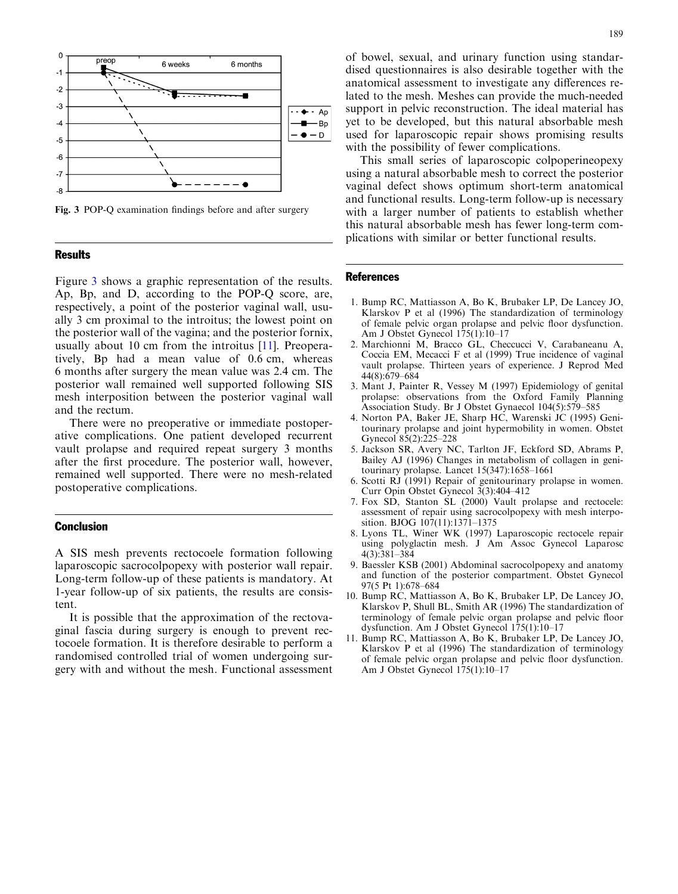0
-1
-2
-3
-4
-5
-6
-7
-8

preop
6 weeks
6 months

Ap
Bp
D

**Fig. 3** POP-Q examination findings before and after surgery

## Results

Figure 3 shows a graphic representation of the results. Ap, Bp, and D, according to the POP-Q score, are, respectively, a point of the posterior vaginal wall, usually 3 cm proximal to the introitus; the lowest point on the posterior wall of the vagina; and the posterior fornix, usually about 10 cm from the introitus [11]. Preoperatively, Bp had a mean value of 0.6 cm, whereas 6 months after surgery the mean value was 2.4 cm. The posterior wall remained well supported following SIS mesh interposition between the posterior vaginal wall and the rectum.

There were no preoperative or immediate postoperative complications. One patient developed recurrent vault prolapse and required repeat surgery 3 months after the first procedure. The posterior wall, however, remained well supported. There were no mesh-related postoperative complications.

## Conclusion

A SIS mesh prevents rectocoele formation following laparoscopic sacrocolpopexy with posterior wall repair. Long-term follow-up of these patients is mandatory. At 1-year follow-up of six patients, the results are consistent.

It is possible that the approximation of the rectovaginal fascia during surgery is enough to prevent rectocoele formation. It is therefore desirable to perform a randomised controlled trial of women undergoing surgery with and without the mesh. Functional assessment of bowel, sexual, and urinary function using standardised questionnaires is also desirable together with the anatomical assessment to investigate any differences related to the mesh. Meshes can provide the much-needed support in pelvic reconstruction. The ideal material has yet to be developed, but this natural absorbable mesh used for laparoscopic repair shows promising results with the possibility of fewer complications.

This small series of laparoscopic colpoperineopexy using a natural absorbable mesh to correct the posterior vaginal defect shows optimum short-term anatomical and functional results. Long-term follow-up is necessary with a larger number of patients to establish whether this natural absorbable mesh has fewer long-term complications with similar or better functional results.

## References

1. Bump RC, Mattiasson A, Bo K, Brubaker LP, De Lancey JO, Klarskov P et al (1996) The standardization of terminology of female pelvic organ prolapse and pelvic floor dysfunction. Am J Obstet Gynecol 175(1):10–17
2. Marchionni M, Bracco GL, Checcucci V, Carabaneanu A, Coccia EM, Mecacci F et al (1999) True incidence of vaginal vault prolapse. Thirteen years of experience. J Reprod Med 44(8):679–684
3. Mant J, Painter R, Vessey M (1997) Epidemiology of genital prolapse: observations from the Oxford Family Planning Association Study. Br J Obstet Gynaecol 104(5):579–585
4. Norton PA, Baker JE, Sharp HC, Warenski JC (1995) Genitourinary prolapse and joint hypermobility in women. Obstet Gynecol 85(2):225–228
5. Jackson SR, Avery NC, Tarlton JF, Eckford SD, Abrams P, Bailey AJ (1996) Changes in metabolism of collagen in genitourinary prolapse. Lancet 15(347):1658–1661
6. Scotti RJ (1991) Repair of genitourinary prolapse in women. Curr Opin Obstet Gynecol 3(3):404–412
7. Fox SD, Stanton SL (2000) Vault prolapse and rectocele: assessment of repair using sacrocolpopexy with mesh interposition. BJOG 107(11):1371–1375
8. Lyons TL, Winer WK (1997) Laparoscopic rectocele repair using polyglactin mesh. J Am Assoc Gynecol Laparosc 4(3):381–384
9. Baessler KSB (2001) Abdominal sacrocolpopexy and anatomy and function of the posterior compartment. Obstet Gynecol 97(5 Pt 1):678–684
10. Bump RC, Mattiasson A, Bo K, Brubaker LP, De Lancey JO, Klarskov P, Shull BL, Smith AR (1996) The standardization of terminology of female pelvic organ prolapse and pelvic floor dysfunction. Am J Obstet Gynecol 175(1):10–17
11. Bump RC, Mattiasson A, Bo K, Brubaker LP, De Lancey JO, Klarskov P et al (1996) The standardization of terminology of female pelvic organ prolapse and pelvic floor dysfunction. Am J Obstet Gynecol 175(1):10–17